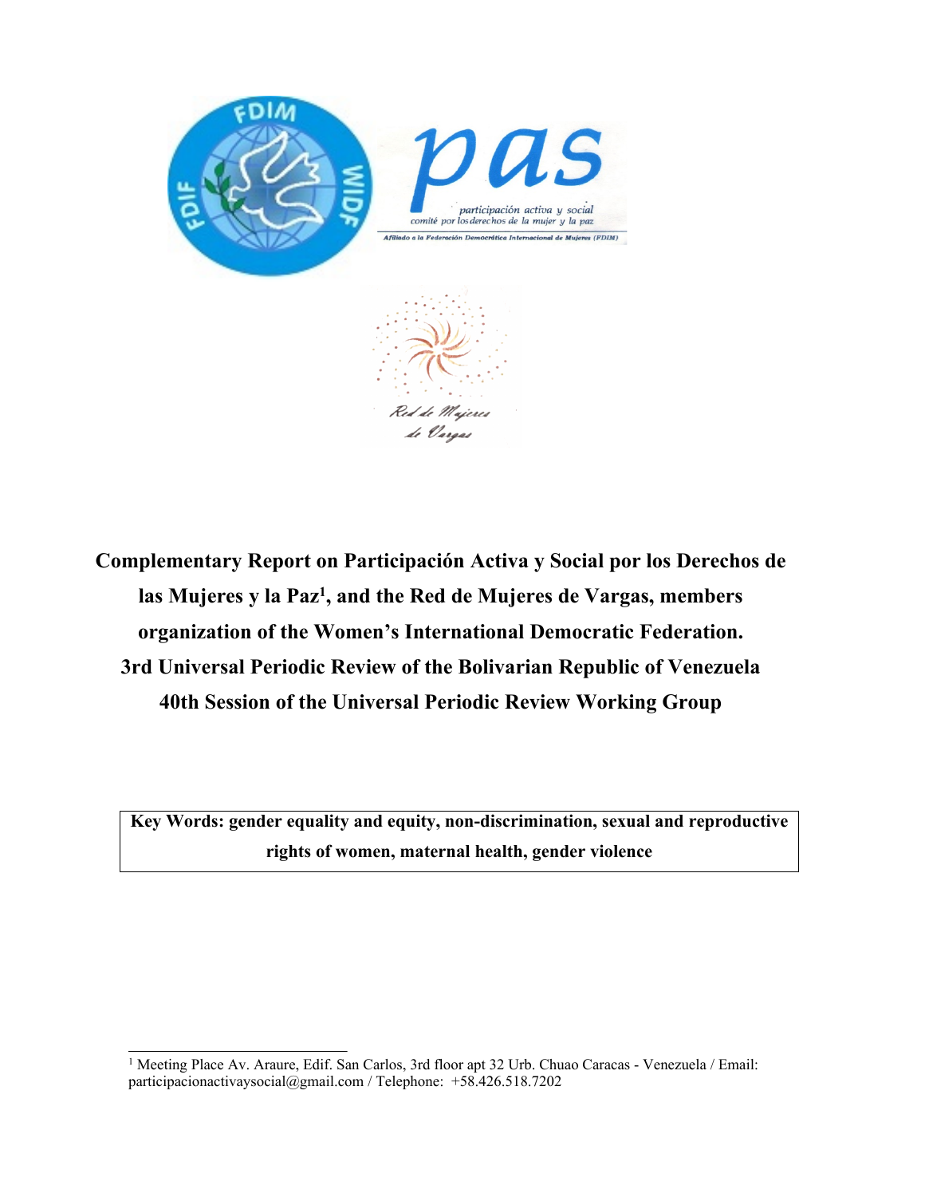**Complementary Report on Participación Activa y Social por los Derechos de las Mujeres y la Paz[1], and the Red de Mujeres de Vargas, members organization of the Women's International Democratic Federation.**

**3rd Universal Periodic Review of the Bolivarian Republic of Venezuela**

**40th Session of the Universal Periodic Review Working Group**

| **Key Words: gender equality and equity, non-discrimination, sexual and reproductive rights of women, maternal health, gender violence** |
|---|

[1] Meeting Place Av. Araure, Edif. San Carlos, 3rd floor apt 32 Urb. Chuao Caracas - Venezuela / Email: participacionactivaysocial@gmail.com / Telephone: +58.426.518.7202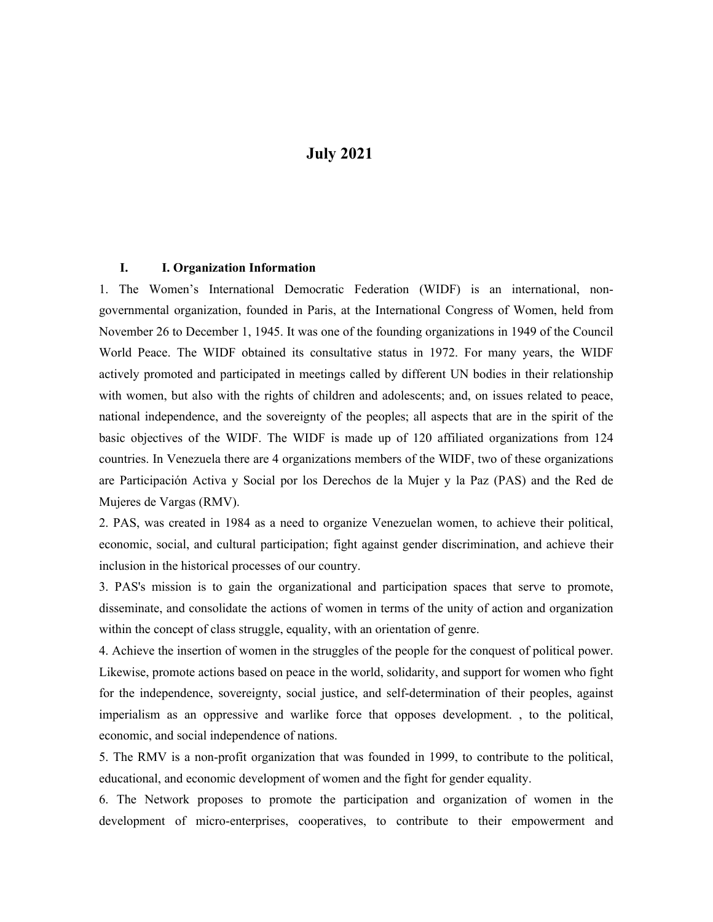**July 2021**

## I. I. Organization Information

1. The Women's International Democratic Federation (WIDF) is an international, non-governmental organization, founded in Paris, at the International Congress of Women, held from November 26 to December 1, 1945. It was one of the founding organizations in 1949 of the Council World Peace. The WIDF obtained its consultative status in 1972. For many years, the WIDF actively promoted and participated in meetings called by different UN bodies in their relationship with women, but also with the rights of children and adolescents; and, on issues related to peace, national independence, and the sovereignty of the peoples; all aspects that are in the spirit of the basic objectives of the WIDF. The WIDF is made up of 120 affiliated organizations from 124 countries. In Venezuela there are 4 organizations members of the WIDF, two of these organizations are Participación Activa y Social por los Derechos de la Mujer y la Paz (PAS) and the Red de Mujeres de Vargas (RMV).

2. PAS, was created in 1984 as a need to organize Venezuelan women, to achieve their political, economic, social, and cultural participation; fight against gender discrimination, and achieve their inclusion in the historical processes of our country.

3. PAS's mission is to gain the organizational and participation spaces that serve to promote, disseminate, and consolidate the actions of women in terms of the unity of action and organization within the concept of class struggle, equality, with an orientation of genre.

4. Achieve the insertion of women in the struggles of the people for the conquest of political power. Likewise, promote actions based on peace in the world, solidarity, and support for women who fight for the independence, sovereignty, social justice, and self-determination of their peoples, against imperialism as an oppressive and warlike force that opposes development. , to the political, economic, and social independence of nations.

5. The RMV is a non-profit organization that was founded in 1999, to contribute to the political, educational, and economic development of women and the fight for gender equality.

6. The Network proposes to promote the participation and organization of women in the development of micro-enterprises, cooperatives, to contribute to their empowerment and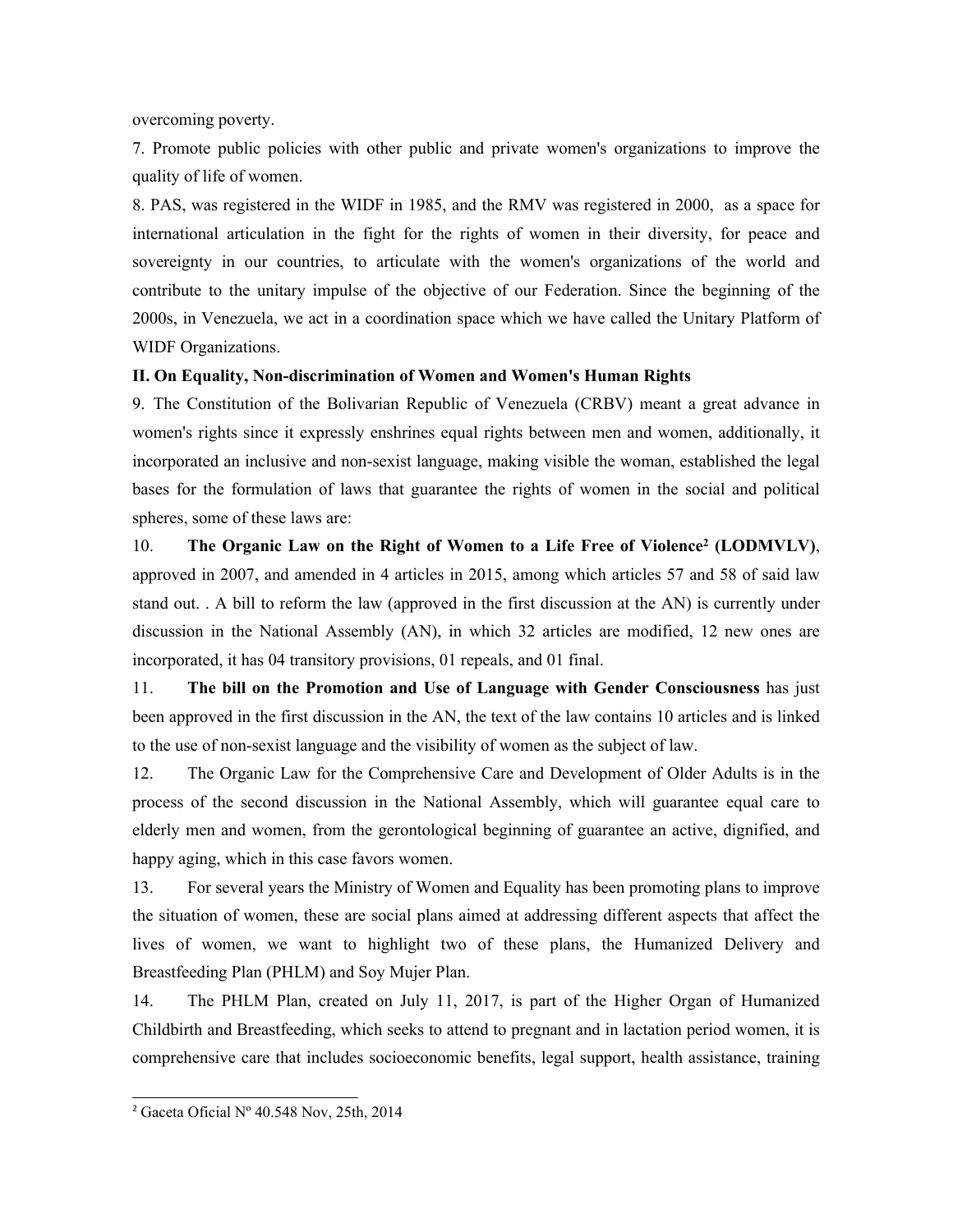overcoming poverty.

7. Promote public policies with other public and private women's organizations to improve the quality of life of women.

8. PAS, was registered in the WIDF in 1985, and the RMV was registered in 2000, as a space for international articulation in the fight for the rights of women in their diversity, for peace and sovereignty in our countries, to articulate with the women's organizations of the world and contribute to the unitary impulse of the objective of our Federation. Since the beginning of the 2000s, in Venezuela, we act in a coordination space which we have called the Unitary Platform of WIDF Organizations.

**II. On Equality, Non-discrimination of Women and Women's Human Rights**

9. The Constitution of the Bolivarian Republic of Venezuela (CRBV) meant a great advance in women's rights since it expressly enshrines equal rights between men and women, additionally, it incorporated an inclusive and non-sexist language, making visible the woman, established the legal bases for the formulation of laws that guarantee the rights of women in the social and political spheres, some of these laws are:

10. **The Organic Law on the Right of Women to a Life Free of Violence[2] (LODMVLV)**, approved in 2007, and amended in 4 articles in 2015, among which articles 57 and 58 of said law stand out. . A bill to reform the law (approved in the first discussion at the AN) is currently under discussion in the National Assembly (AN), in which 32 articles are modified, 12 new ones are incorporated, it has 04 transitory provisions, 01 repeals, and 01 final.

11. **The bill on the Promotion and Use of Language with Gender Consciousness** has just been approved in the first discussion in the AN, the text of the law contains 10 articles and is linked to the use of non-sexist language and the visibility of women as the subject of law.

12. The Organic Law for the Comprehensive Care and Development of Older Adults is in the process of the second discussion in the National Assembly, which will guarantee equal care to elderly men and women, from the gerontological beginning of guarantee an active, dignified, and happy aging, which in this case favors women.

13. For several years the Ministry of Women and Equality has been promoting plans to improve the situation of women, these are social plans aimed at addressing different aspects that affect the lives of women, we want to highlight two of these plans, the Humanized Delivery and Breastfeeding Plan (PHLM) and Soy Mujer Plan.

14. The PHLM Plan, created on July 11, 2017, is part of the Higher Organ of Humanized Childbirth and Breastfeeding, which seeks to attend to pregnant and in lactation period women, it is comprehensive care that includes socioeconomic benefits, legal support, health assistance, training

[2] Gaceta Oficial Nº 40.548 Nov, 25th, 2014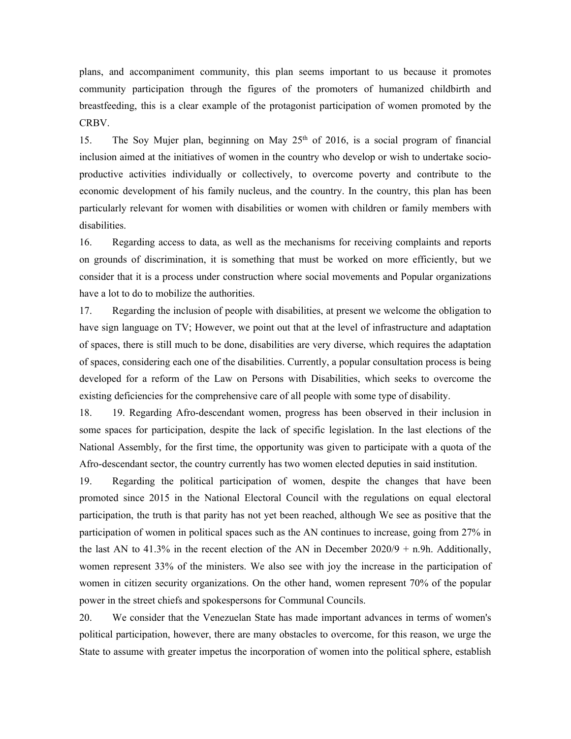plans, and accompaniment community, this plan seems important to us because it promotes community participation through the figures of the promoters of humanized childbirth and breastfeeding, this is a clear example of the protagonist participation of women promoted by the CRBV.

15. The Soy Mujer plan, beginning on May 25th of 2016, is a social program of financial inclusion aimed at the initiatives of women in the country who develop or wish to undertake socio-productive activities individually or collectively, to overcome poverty and contribute to the economic development of his family nucleus, and the country. In the country, this plan has been particularly relevant for women with disabilities or women with children or family members with disabilities.

16. Regarding access to data, as well as the mechanisms for receiving complaints and reports on grounds of discrimination, it is something that must be worked on more efficiently, but we consider that it is a process under construction where social movements and Popular organizations have a lot to do to mobilize the authorities.

17. Regarding the inclusion of people with disabilities, at present we welcome the obligation to have sign language on TV; However, we point out that at the level of infrastructure and adaptation of spaces, there is still much to be done, disabilities are very diverse, which requires the adaptation of spaces, considering each one of the disabilities. Currently, a popular consultation process is being developed for a reform of the Law on Persons with Disabilities, which seeks to overcome the existing deficiencies for the comprehensive care of all people with some type of disability.

18. 19. Regarding Afro-descendant women, progress has been observed in their inclusion in some spaces for participation, despite the lack of specific legislation. In the last elections of the National Assembly, for the first time, the opportunity was given to participate with a quota of the Afro-descendant sector, the country currently has two women elected deputies in said institution.

19. Regarding the political participation of women, despite the changes that have been promoted since 2015 in the National Electoral Council with the regulations on equal electoral participation, the truth is that parity has not yet been reached, although We see as positive that the participation of women in political spaces such as the AN continues to increase, going from 27% in the last AN to 41.3% in the recent election of the AN in December 2020/9 + n.9h. Additionally, women represent 33% of the ministers. We also see with joy the increase in the participation of women in citizen security organizations. On the other hand, women represent 70% of the popular power in the street chiefs and spokespersons for Communal Councils.

20. We consider that the Venezuelan State has made important advances in terms of women's political participation, however, there are many obstacles to overcome, for this reason, we urge the State to assume with greater impetus the incorporation of women into the political sphere, establish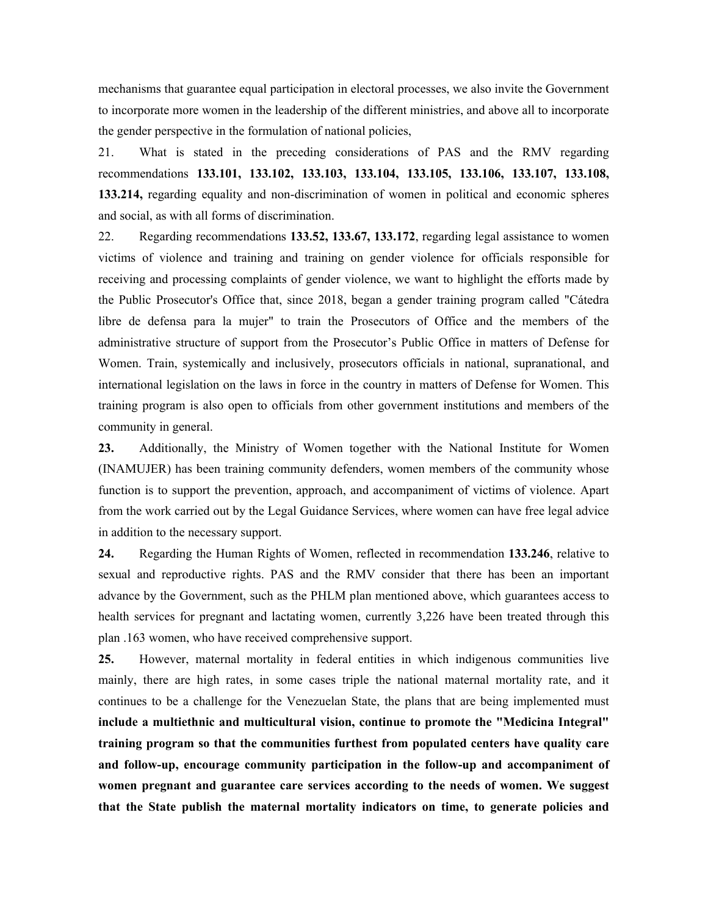mechanisms that guarantee equal participation in electoral processes, we also invite the Government to incorporate more women in the leadership of the different ministries, and above all to incorporate the gender perspective in the formulation of national policies,

21. What is stated in the preceding considerations of PAS and the RMV regarding recommendations **133.101, 133.102, 133.103, 133.104, 133.105, 133.106, 133.107, 133.108, 133.214,** regarding equality and non-discrimination of women in political and economic spheres and social, as with all forms of discrimination.

22. Regarding recommendations **133.52, 133.67, 133.172**, regarding legal assistance to women victims of violence and training and training on gender violence for officials responsible for receiving and processing complaints of gender violence, we want to highlight the efforts made by the Public Prosecutor's Office that, since 2018, began a gender training program called "Cátedra libre de defensa para la mujer" to train the Prosecutors of Office and the members of the administrative structure of support from the Prosecutor's Public Office in matters of Defense for Women. Train, systemically and inclusively, prosecutors officials in national, supranational, and international legislation on the laws in force in the country in matters of Defense for Women. This training program is also open to officials from other government institutions and members of the community in general.

**23.** Additionally, the Ministry of Women together with the National Institute for Women (INAMUJER) has been training community defenders, women members of the community whose function is to support the prevention, approach, and accompaniment of victims of violence. Apart from the work carried out by the Legal Guidance Services, where women can have free legal advice in addition to the necessary support.

**24.** Regarding the Human Rights of Women, reflected in recommendation **133.246**, relative to sexual and reproductive rights. PAS and the RMV consider that there has been an important advance by the Government, such as the PHLM plan mentioned above, which guarantees access to health services for pregnant and lactating women, currently 3,226 have been treated through this plan .163 women, who have received comprehensive support.

**25.** However, maternal mortality in federal entities in which indigenous communities live mainly, there are high rates, in some cases triple the national maternal mortality rate, and it continues to be a challenge for the Venezuelan State, the plans that are being implemented must **include a multiethnic and multicultural vision, continue to promote the "Medicina Integral" training program so that the communities furthest from populated centers have quality care and follow-up, encourage community participation in the follow-up and accompaniment of women pregnant and guarantee care services according to the needs of women. We suggest that the State publish the maternal mortality indicators on time, to generate policies and**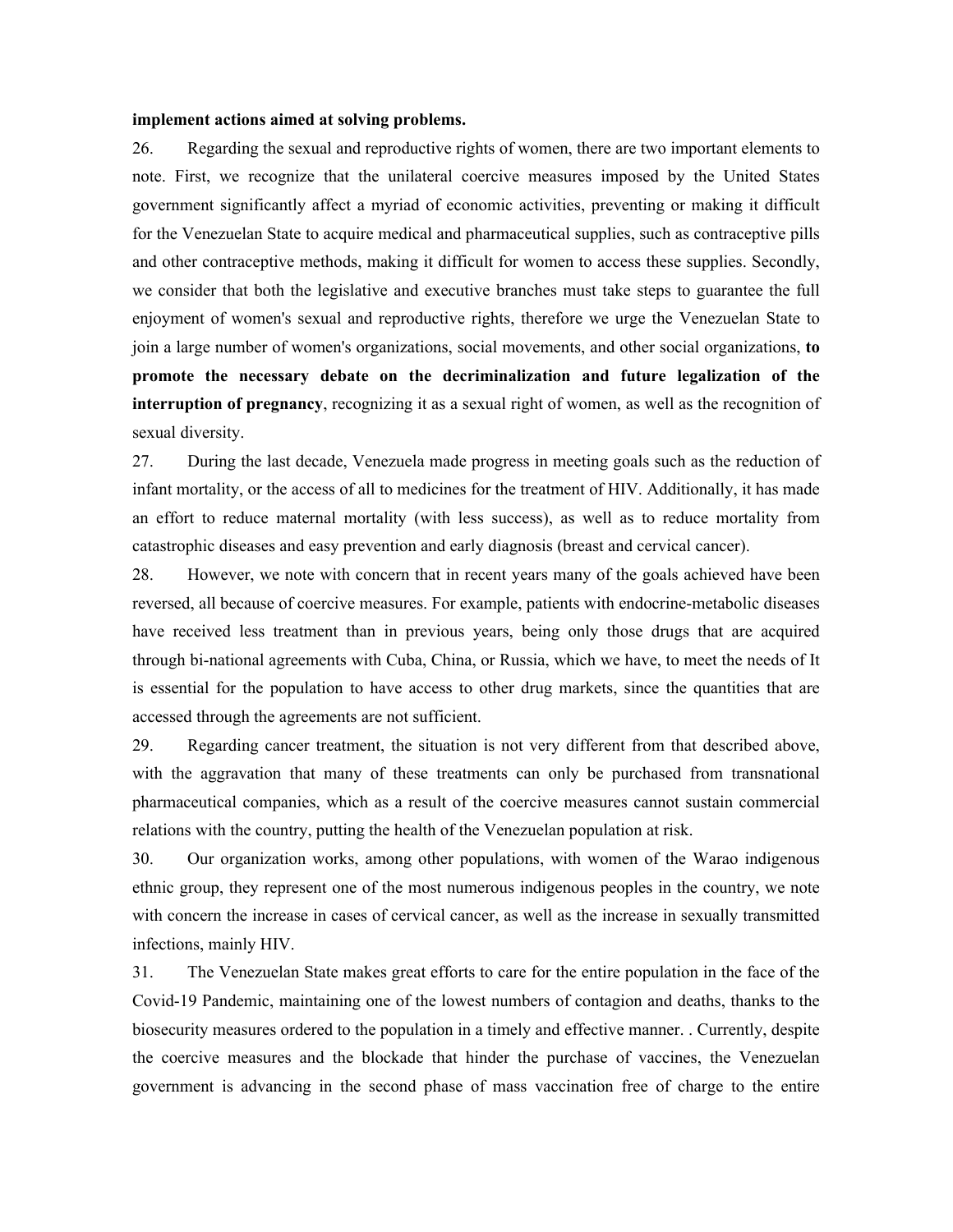**implement actions aimed at solving problems.**

26. Regarding the sexual and reproductive rights of women, there are two important elements to note. First, we recognize that the unilateral coercive measures imposed by the United States government significantly affect a myriad of economic activities, preventing or making it difficult for the Venezuelan State to acquire medical and pharmaceutical supplies, such as contraceptive pills and other contraceptive methods, making it difficult for women to access these supplies. Secondly, we consider that both the legislative and executive branches must take steps to guarantee the full enjoyment of women's sexual and reproductive rights, therefore we urge the Venezuelan State to join a large number of women's organizations, social movements, and other social organizations, **to promote the necessary debate on the decriminalization and future legalization of the interruption of pregnancy**, recognizing it as a sexual right of women, as well as the recognition of sexual diversity.

27. During the last decade, Venezuela made progress in meeting goals such as the reduction of infant mortality, or the access of all to medicines for the treatment of HIV. Additionally, it has made an effort to reduce maternal mortality (with less success), as well as to reduce mortality from catastrophic diseases and easy prevention and early diagnosis (breast and cervical cancer).

28. However, we note with concern that in recent years many of the goals achieved have been reversed, all because of coercive measures. For example, patients with endocrine-metabolic diseases have received less treatment than in previous years, being only those drugs that are acquired through bi-national agreements with Cuba, China, or Russia, which we have, to meet the needs of It is essential for the population to have access to other drug markets, since the quantities that are accessed through the agreements are not sufficient.

29. Regarding cancer treatment, the situation is not very different from that described above, with the aggravation that many of these treatments can only be purchased from transnational pharmaceutical companies, which as a result of the coercive measures cannot sustain commercial relations with the country, putting the health of the Venezuelan population at risk.

30. Our organization works, among other populations, with women of the Warao indigenous ethnic group, they represent one of the most numerous indigenous peoples in the country, we note with concern the increase in cases of cervical cancer, as well as the increase in sexually transmitted infections, mainly HIV.

31. The Venezuelan State makes great efforts to care for the entire population in the face of the Covid-19 Pandemic, maintaining one of the lowest numbers of contagion and deaths, thanks to the biosecurity measures ordered to the population in a timely and effective manner. . Currently, despite the coercive measures and the blockade that hinder the purchase of vaccines, the Venezuelan government is advancing in the second phase of mass vaccination free of charge to the entire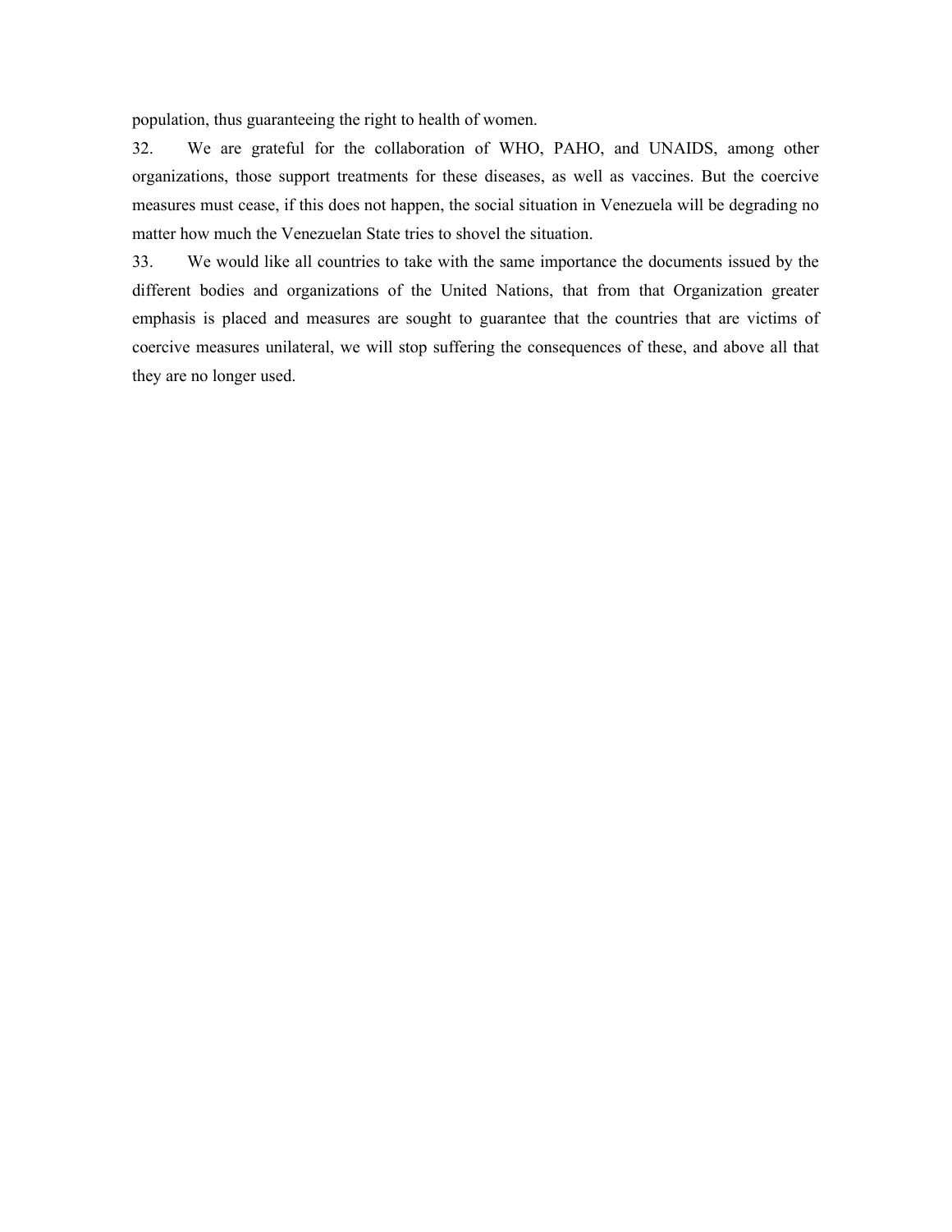population, thus guaranteeing the right to health of women.

32. We are grateful for the collaboration of WHO, PAHO, and UNAIDS, among other organizations, those support treatments for these diseases, as well as vaccines. But the coercive measures must cease, if this does not happen, the social situation in Venezuela will be degrading no matter how much the Venezuelan State tries to shovel the situation.

33. We would like all countries to take with the same importance the documents issued by the different bodies and organizations of the United Nations, that from that Organization greater emphasis is placed and measures are sought to guarantee that the countries that are victims of coercive measures unilateral, we will stop suffering the consequences of these, and above all that they are no longer used.